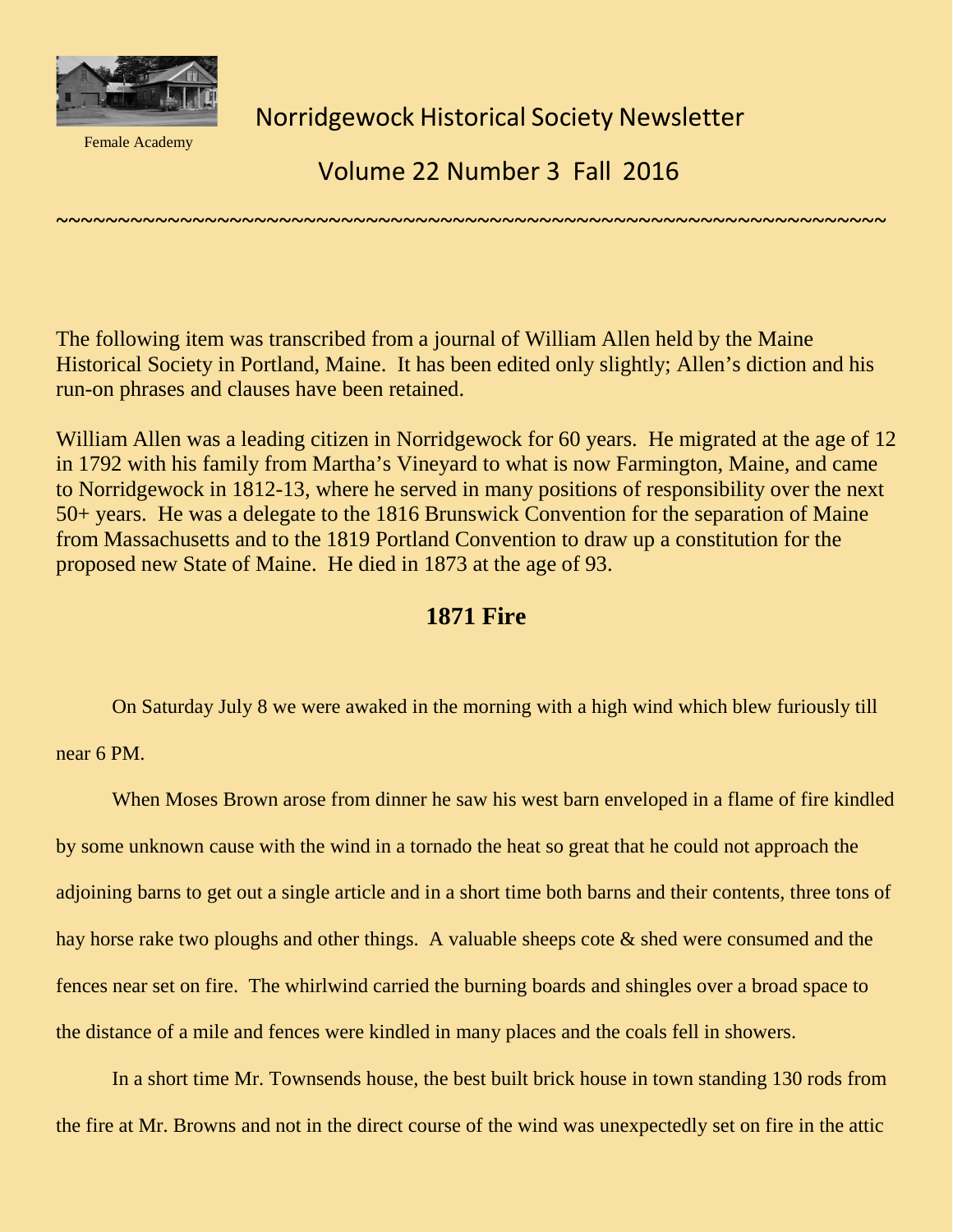Female Academy

# Norridgewock Historical Society Newsletter

## Volume 22 Number 3 Fall 2016

~~~~~~~~~~~~~~~~~~~~~~~~~~~~~~~~~~~~~~~~~~~~~~~~~~~~~~~~~~~~~~~~~~~~~~

The following item was transcribed from a journal of William Allen held by the Maine Historical Society in Portland, Maine. It has been edited only slightly; Allen's diction and his run-on phrases and clauses have been retained.

William Allen was a leading citizen in Norridgewock for 60 years. He migrated at the age of 12 in 1792 with his family from Martha's Vineyard to what is now Farmington, Maine, and came to Norridgewock in 1812-13, where he served in many positions of responsibility over the next 50+ years. He was a delegate to the 1816 Brunswick Convention for the separation of Maine from Massachusetts and to the 1819 Portland Convention to draw up a constitution for the proposed new State of Maine. He died in 1873 at the age of 93.

### 1871 Fire

On Saturday July 8 we were awaked in the morning with a high wind which blew furiously till near 6 PM.

When Moses Brown arose from dinner he saw his west barn enveloped in a flame of fire kindled by some unknown cause with the wind in a tornado the heat so great that he could not approach the adjoining barns to get out a single article and in a short time both barns and their contents, three tons of hay horse rake two ploughs and other things. A valuable sheeps cote & shed were consumed and the fences near set on fire. The whirlwind carried the burning boards and shingles over a broad space to the distance of a mile and fences were kindled in many places and the coals fell in showers.

In a short time Mr. Townsends house, the best built brick house in town standing 130 rods from the fire at Mr. Browns and not in the direct course of the wind was unexpectedly set on fire in the attic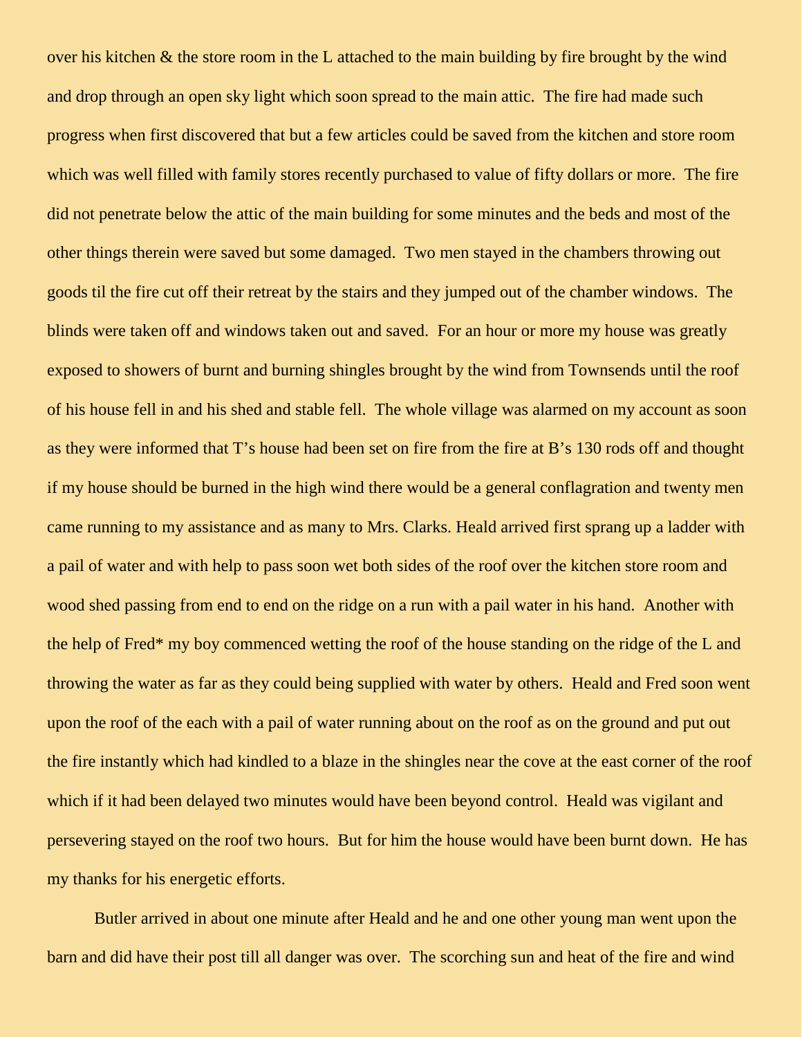over his kitchen & the store room in the L attached to the main building by fire brought by the wind and drop through an open sky light which soon spread to the main attic.  The fire had made such progress when first discovered that but a few articles could be saved from the kitchen and store room which was well filled with family stores recently purchased to value of fifty dollars or more.  The fire did not penetrate below the attic of the main building for some minutes and the beds and most of the other things therein were saved but some damaged.  Two men stayed in the chambers throwing out goods til the fire cut off their retreat by the stairs and they jumped out of the chamber windows.  The blinds were taken off and windows taken out and saved.  For an hour or more my house was greatly exposed to showers of burnt and burning shingles brought by the wind from Townsends until the roof of his house fell in and his shed and stable fell.  The whole village was alarmed on my account as soon as they were informed that T's house had been set on fire from the fire at B's 130 rods off and thought if my house should be burned in the high wind there would be a general conflagration and twenty men came running to my assistance and as many to Mrs. Clarks. Heald arrived first sprang up a ladder with a pail of water and with help to pass soon wet both sides of the roof over the kitchen store room and wood shed passing from end to end on the ridge on a run with a pail water in his hand.  Another with the help of Fred* my boy commenced wetting the roof of the house standing on the ridge of the L and throwing the water as far as they could being supplied with water by others.  Heald and Fred soon went upon the roof of the each with a pail of water running about on the roof as on the ground and put out the fire instantly which had kindled to a blaze in the shingles near the cove at the east corner of the roof which if it had been delayed two minutes would have been beyond control.  Heald was vigilant and persevering stayed on the roof two hours.  But for him the house would have been burnt down.  He has my thanks for his energetic efforts.

Butler arrived in about one minute after Heald and he and one other young man went upon the barn and did have their post till all danger was over.  The scorching sun and heat of the fire and wind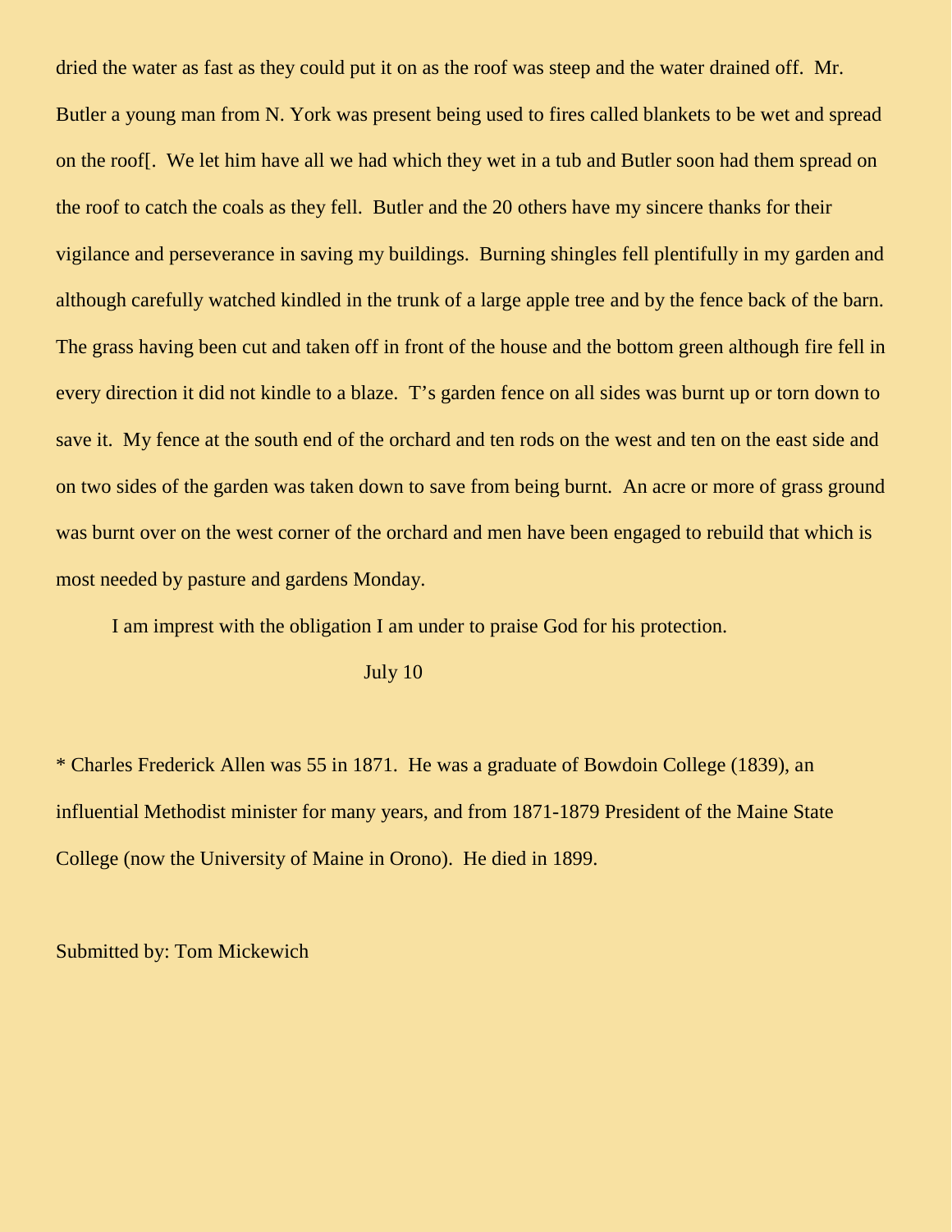dried the water as fast as they could put it on as the roof was steep and the water drained off. Mr. Butler a young man from N. York was present being used to fires called blankets to be wet and spread on the roof[. We let him have all we had which they wet in a tub and Butler soon had them spread on the roof to catch the coals as they fell. Butler and the 20 others have my sincere thanks for their vigilance and perseverance in saving my buildings. Burning shingles fell plentifully in my garden and although carefully watched kindled in the trunk of a large apple tree and by the fence back of the barn. The grass having been cut and taken off in front of the house and the bottom green although fire fell in every direction it did not kindle to a blaze. T's garden fence on all sides was burnt up or torn down to save it. My fence at the south end of the orchard and ten rods on the west and ten on the east side and on two sides of the garden was taken down to save from being burnt. An acre or more of grass ground was burnt over on the west corner of the orchard and men have been engaged to rebuild that which is most needed by pasture and gardens Monday.

I am imprest with the obligation I am under to praise God for his protection.

July 10

* Charles Frederick Allen was 55 in 1871. He was a graduate of Bowdoin College (1839), an influential Methodist minister for many years, and from 1871-1879 President of the Maine State College (now the University of Maine in Orono). He died in 1899.

Submitted by: Tom Mickewich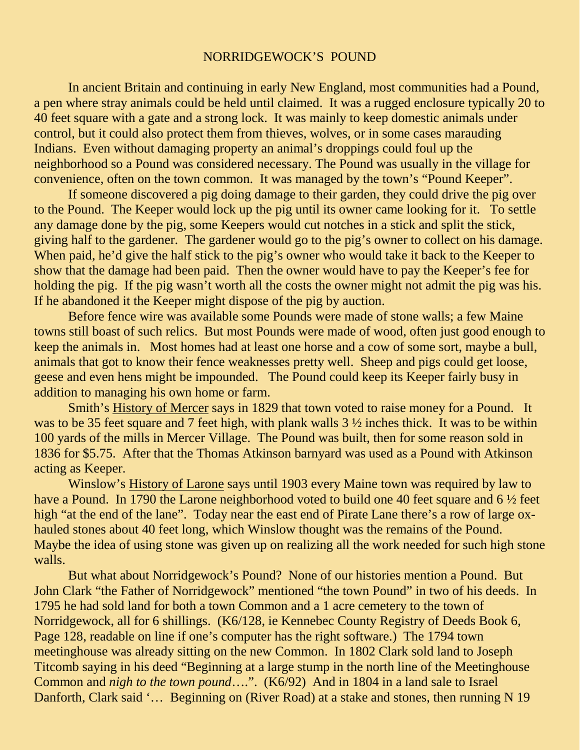# NORRIDGEWOCK'S POUND

In ancient Britain and continuing in early New England, most communities had a Pound, a pen where stray animals could be held until claimed. It was a rugged enclosure typically 20 to 40 feet square with a gate and a strong lock. It was mainly to keep domestic animals under control, but it could also protect them from thieves, wolves, or in some cases marauding Indians. Even without damaging property an animal's droppings could foul up the neighborhood so a Pound was considered necessary. The Pound was usually in the village for convenience, often on the town common. It was managed by the town's "Pound Keeper".

If someone discovered a pig doing damage to their garden, they could drive the pig over to the Pound. The Keeper would lock up the pig until its owner came looking for it. To settle any damage done by the pig, some Keepers would cut notches in a stick and split the stick, giving half to the gardener. The gardener would go to the pig's owner to collect on his damage. When paid, he'd give the half stick to the pig's owner who would take it back to the Keeper to show that the damage had been paid. Then the owner would have to pay the Keeper's fee for holding the pig. If the pig wasn't worth all the costs the owner might not admit the pig was his. If he abandoned it the Keeper might dispose of the pig by auction.

Before fence wire was available some Pounds were made of stone walls; a few Maine towns still boast of such relics. But most Pounds were made of wood, often just good enough to keep the animals in. Most homes had at least one horse and a cow of some sort, maybe a bull, animals that got to know their fence weaknesses pretty well. Sheep and pigs could get loose, geese and even hens might be impounded. The Pound could keep its Keeper fairly busy in addition to managing his own home or farm.

Smith's <u>History of Mercer</u> says in 1829 that town voted to raise money for a Pound. It was to be 35 feet square and 7 feet high, with plank walls 3 ½ inches thick. It was to be within 100 yards of the mills in Mercer Village. The Pound was built, then for some reason sold in 1836 for $5.75. After that the Thomas Atkinson barnyard was used as a Pound with Atkinson acting as Keeper.

Winslow's <u>History of Larone</u> says until 1903 every Maine town was required by law to have a Pound. In 1790 the Larone neighborhood voted to build one 40 feet square and 6 ½ feet high "at the end of the lane". Today near the east end of Pirate Lane there's a row of large ox-hauled stones about 40 feet long, which Winslow thought was the remains of the Pound. Maybe the idea of using stone was given up on realizing all the work needed for such high stone walls.

But what about Norridgewock's Pound? None of our histories mention a Pound. But John Clark "the Father of Norridgewock" mentioned "the town Pound" in two of his deeds. In 1795 he had sold land for both a town Common and a 1 acre cemetery to the town of Norridgewock, all for 6 shillings. (K6/128, ie Kennebec County Registry of Deeds Book 6, Page 128, readable on line if one's computer has the right software.) The 1794 town meetinghouse was already sitting on the new Common. In 1802 Clark sold land to Joseph Titcomb saying in his deed "Beginning at a large stump in the north line of the Meetinghouse Common and *nigh to the town pound*….". (K6/92) And in 1804 in a land sale to Israel Danforth, Clark said '… Beginning on (River Road) at a stake and stones, then running N 19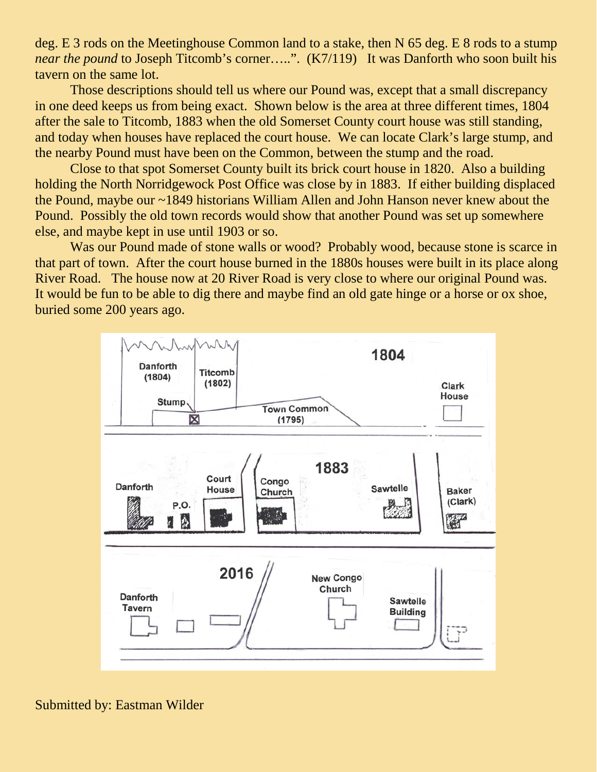deg. E 3 rods on the Meetinghouse Common land to a stake, then N 65 deg. E 8 rods to a stump *near the pound* to Joseph Titcomb's corner…..". (K7/119) It was Danforth who soon built his tavern on the same lot.

Those descriptions should tell us where our Pound was, except that a small discrepancy in one deed keeps us from being exact. Shown below is the area at three different times, 1804 after the sale to Titcomb, 1883 when the old Somerset County court house was still standing, and today when houses have replaced the court house. We can locate Clark's large stump, and the nearby Pound must have been on the Common, between the stump and the road.

Close to that spot Somerset County built its brick court house in 1820. Also a building holding the North Norridgewock Post Office was close by in 1883. If either building displaced the Pound, maybe our ~1849 historians William Allen and John Hanson never knew about the Pound. Possibly the old town records would show that another Pound was set up somewhere else, and maybe kept in use until 1903 or so.

Was our Pound made of stone walls or wood? Probably wood, because stone is scarce in that part of town. After the court house burned in the 1880s houses were built in its place along River Road. The house now at 20 River Road is very close to where our original Pound was. It would be fun to be able to dig there and maybe find an old gate hinge or a horse or ox shoe, buried some 200 years ago.

Submitted by: Eastman Wilder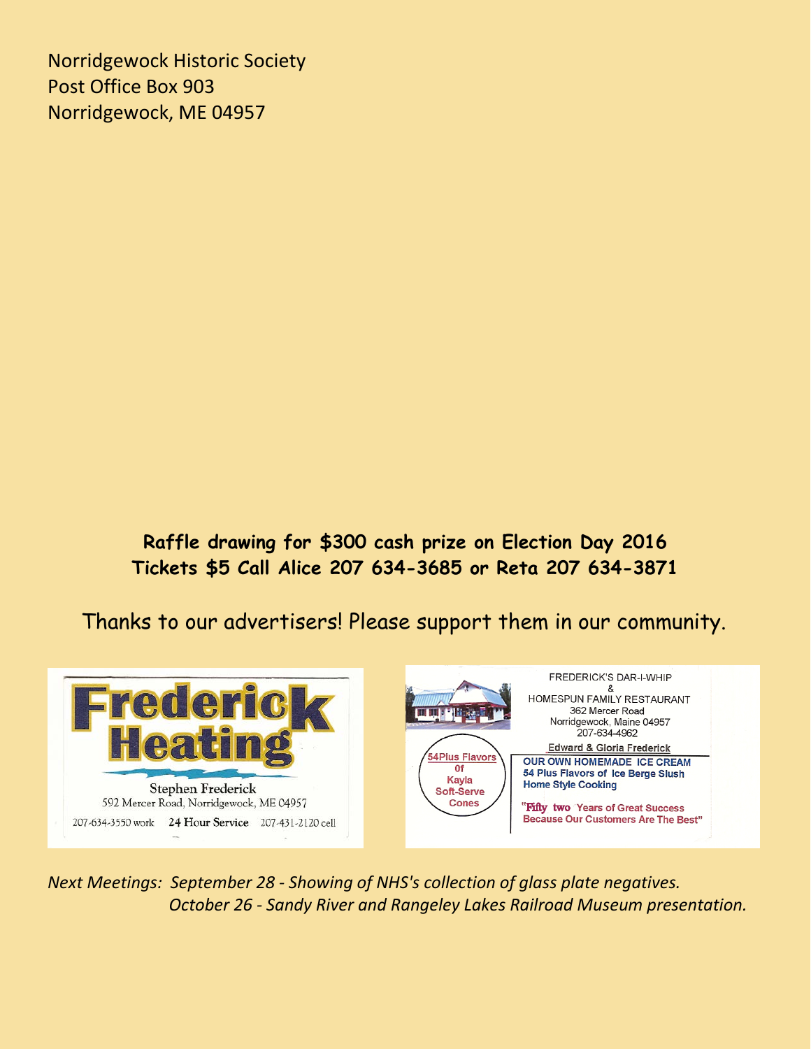Norridgewock Historic Society
Post Office Box 903
Norridgewock, ME 04957

**Raffle drawing for $300 cash prize on Election Day 2016**
**Tickets $5 Call Alice 207 634-3685 or Reta 207 634-3871**

Thanks to our advertisers! Please support them in our community.

**Frederick Heating**
Stephen Frederick
592 Mercer Road, Norridgewock, ME 04957
207-634-3550 work **24 Hour Service** 207-431-2120 cell

FREDERICK'S DAR-I-WHIP
&
HOMESPUN FAMILY RESTAURANT
362 Mercer Road
Norridgewock, Maine 04957
207-634-4962

Edward & Gloria Frederick

54Plus Flavors Of Kayla Soft-Serve Cones

**OUR OWN HOMEMADE ICE CREAM**
**54 Plus Flavors of Ice Berge Slush**
**Home Style Cooking**

**"Fifty two Years of Great Success Because Our Customers Are The Best"**

*Next Meetings: September 28 - Showing of NHS's collection of glass plate negatives.*
*October 26 - Sandy River and Rangeley Lakes Railroad Museum presentation.*